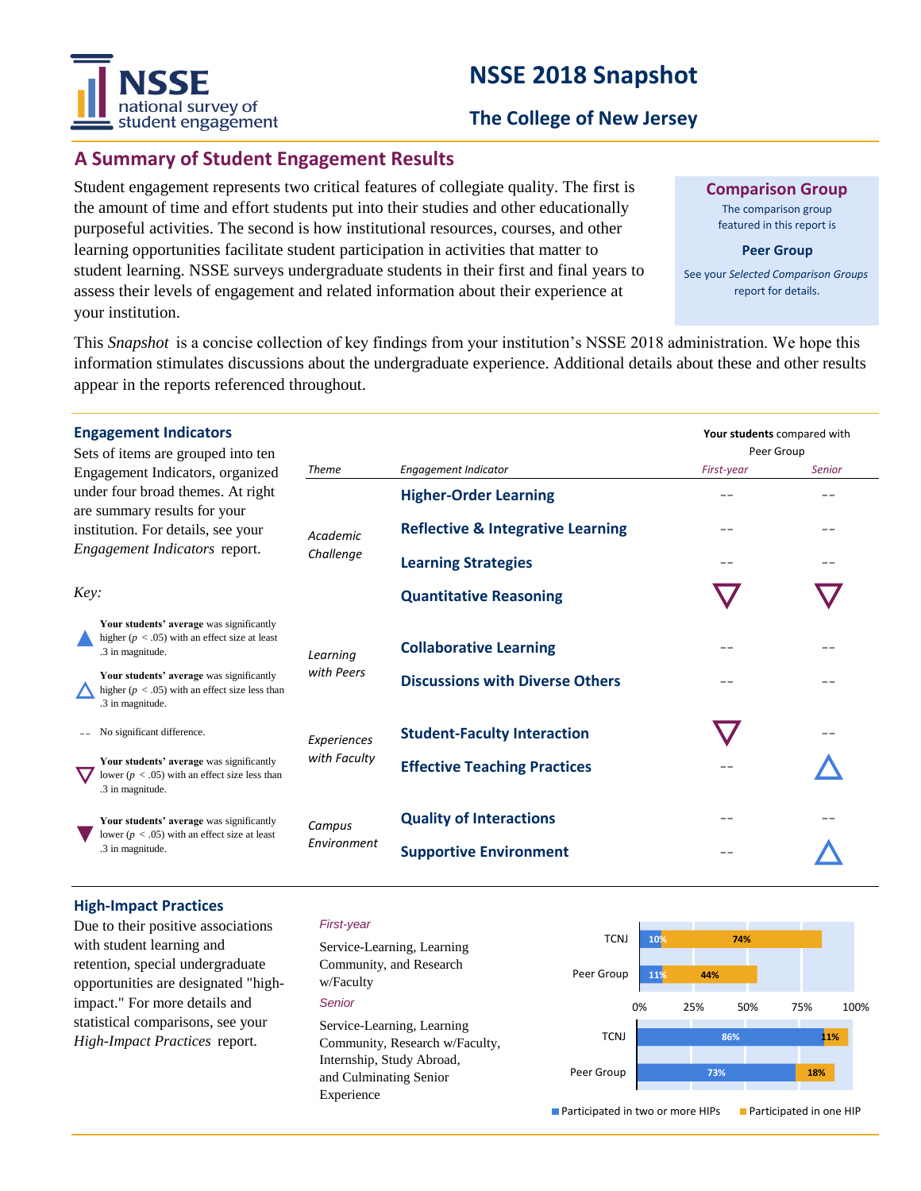# NSSE 2018 Snapshot

## The College of New Jersey

## A Summary of Student Engagement Results

Student engagement represents two critical features of collegiate quality. The first is the amount of time and effort students put into their studies and other educationally purposeful activities. The second is how institutional resources, courses, and other learning opportunities facilitate student participation in activities that matter to student learning. NSSE surveys undergraduate students in their first and final years to assess their levels of engagement and related information about their experience at your institution.

**Comparison Group**

The comparison group featured in this report is

**Peer Group**

See your *Selected Comparison Groups* report for details.

This *Snapshot* is a concise collection of key findings from your institution's NSSE 2018 administration. We hope this information stimulates discussions about the undergraduate experience. Additional details about these and other results appear in the reports referenced throughout.

### Engagement Indicators

Sets of items are grouped into ten Engagement Indicators, organized under four broad themes. At right are summary results for your institution. For details, see your *Engagement Indicators* report.

*Key:*

- ▲ **Your students' average** was significantly higher ($p < .05$) with an effect size at least .3 in magnitude.
- △ **Your students' average** was significantly higher ($p < .05$) with an effect size less than .3 in magnitude.
- -- No significant difference.
- ▽ **Your students' average** was significantly lower ($p < .05$) with an effect size less than .3 in magnitude.
- ▼ **Your students' average** was significantly lower ($p < .05$) with an effect size at least .3 in magnitude.

**Your students** compared with Peer Group

| *Theme* | *Engagement Indicator* | *First-year* | *Senior* |
|---|---|---|---|
| *Academic Challenge* | **Higher-Order Learning** | -- | -- |
| | **Reflective & Integrative Learning** | -- | -- |
| | **Learning Strategies** | -- | -- |
| | **Quantitative Reasoning** | ▽ | ▽ |
| *Learning with Peers* | **Collaborative Learning** | -- | -- |
| | **Discussions with Diverse Others** | -- | -- |
| *Experiences with Faculty* | **Student-Faculty Interaction** | ▽ | -- |
| | **Effective Teaching Practices** | -- | △ |
| *Campus Environment* | **Quality of Interactions** | -- | -- |
| | **Supportive Environment** | -- | △ |

### High-Impact Practices

Due to their positive associations with student learning and retention, special undergraduate opportunities are designated "high-impact." For more details and statistical comparisons, see your *High-Impact Practices* report.

*First-year*

Service-Learning, Learning Community, and Research w/Faculty

*Senior*

Service-Learning, Learning Community, Research w/Faculty, Internship, Study Abroad, and Culminating Senior Experience

| | | Participated in two or more HIPs | Participated in one HIP |
|---|---|---|---|
| First-year | TCNJ | 10% | 74% |
| | Peer Group | 11% | 44% |
| Senior | TCNJ | 86% | 11% |
| | Peer Group | 73% | 18% |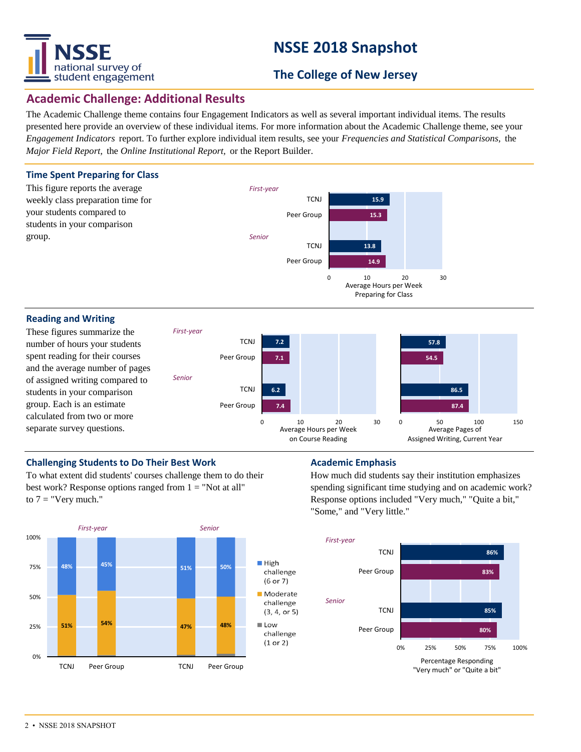# NSSE 2018 Snapshot

## The College of New Jersey

## Academic Challenge: Additional Results

The Academic Challenge theme contains four Engagement Indicators as well as several important individual items. The results presented here provide an overview of these individual items. For more information about the Academic Challenge theme, see your *Engagement Indicators* report. To further explore individual item results, see your *Frequencies and Statistical Comparisons,* the *Major Field Report,* the *Online Institutional Report,* or the Report Builder.

### Time Spent Preparing for Class

This figure reports the average weekly class preparation time for your students compared to students in your comparison group.

| | | Average Hours per Week Preparing for Class |
|---|---|---|
| First-year | TCNJ | 15.9 |
| | Peer Group | 15.3 |
| Senior | TCNJ | 13.8 |
| | Peer Group | 14.9 |

### Reading and Writing

These figures summarize the number of hours your students spent reading for their courses and the average number of pages of assigned writing compared to students in your comparison group. Each is an estimate calculated from two or more separate survey questions.

| | | Average Hours per Week on Course Reading | Average Pages of Assigned Writing, Current Year |
|---|---|---|---|
| First-year | TCNJ | 7.2 | 57.8 |
| | Peer Group | 7.1 | 54.5 |
| Senior | TCNJ | 6.2 | 86.5 |
| | Peer Group | 7.4 | 87.4 |

### Challenging Students to Do Their Best Work

To what extent did students' courses challenge them to do their best work? Response options ranged from 1 = "Not at all" to 7 = "Very much."

| | | High challenge (6 or 7) | Moderate challenge (3, 4, or 5) | Low challenge (1 or 2) |
|---|---|---|---|---|
| First-year | TCNJ | 48% | 51% | |
| | Peer Group | 45% | 54% | |
| Senior | TCNJ | 51% | 47% | |
| | Peer Group | 50% | 48% | |

### Academic Emphasis

How much did students say their institution emphasizes spending significant time studying and on academic work? Response options included "Very much," "Quite a bit," "Some," and "Very little."

| | | Percentage Responding "Very much" or "Quite a bit" |
|---|---|---|
| First-year | TCNJ | 86% |
| | Peer Group | 83% |
| Senior | TCNJ | 85% |
| | Peer Group | 80% |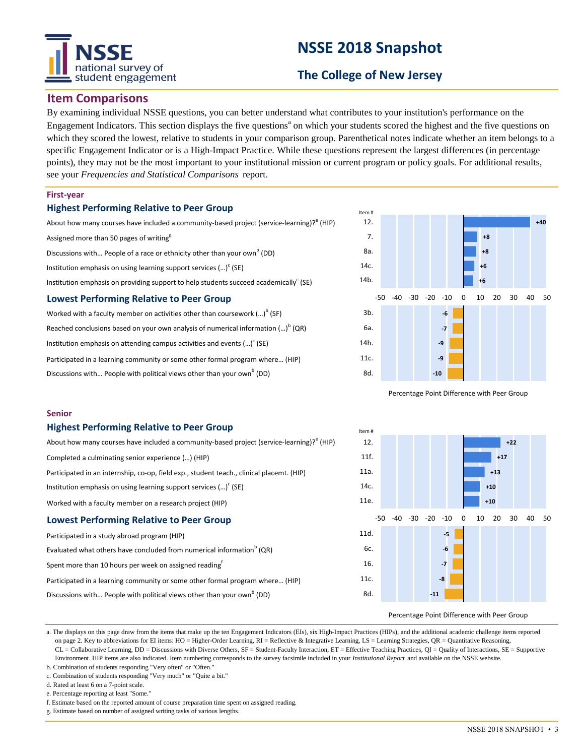# NSSE 2018 Snapshot

## The College of New Jersey

## Item Comparisons

By examining individual NSSE questions, you can better understand what contributes to your institution's performance on the Engagement Indicators. This section displays the five questions[a] on which your students scored the highest and the five questions on which they scored the lowest, relative to students in your comparison group. Parenthetical notes indicate whether an item belongs to a specific Engagement Indicator or is a High-Impact Practice. While these questions represent the largest differences (in percentage points), they may not be the most important to your institutional mission or current program or policy goals. For additional results, see your *Frequencies and Statistical Comparisons* report.

### First-year

#### Highest Performing Relative to Peer Group

| Item | Item # | Percentage Point Difference with Peer Group |
|---|---|---|
| About how many courses have included a community-based project (service-learning)?[e] (HIP) | 12. | +40 |
| Assigned more than 50 pages of writing[g] | 7. | +8 |
| Discussions with... People of a race or ethnicity other than your own[b] (DD) | 8a. | +8 |
| Institution emphasis on using learning support services (...)[c] (SE) | 14c. | +6 |
| Institution emphasis on providing support to help students succeed academically[c] (SE) | 14b. | +6 |

#### Lowest Performing Relative to Peer Group

| Item | Item # | Percentage Point Difference with Peer Group |
|---|---|---|
| Worked with a faculty member on activities other than coursework (...)[b] (SF) | 3b. | -6 |
| Reached conclusions based on your own analysis of numerical information (...)[b] (QR) | 6a. | -7 |
| Institution emphasis on attending campus activities and events (...)[c] (SE) | 14h. | -9 |
| Participated in a learning community or some other formal program where... (HIP) | 11c. | -9 |
| Discussions with... People with political views other than your own[b] (DD) | 8d. | -10 |

### Senior

#### Highest Performing Relative to Peer Group

| Item | Item # | Percentage Point Difference with Peer Group |
|---|---|---|
| About how many courses have included a community-based project (service-learning)?[e] (HIP) | 12. | +22 |
| Completed a culminating senior experience (...) (HIP) | 11f. | +17 |
| Participated in an internship, co-op, field exp., student teach., clinical placemt. (HIP) | 11a. | +13 |
| Institution emphasis on using learning support services (...)[c] (SE) | 14c. | +10 |
| Worked with a faculty member on a research project (HIP) | 11e. | +10 |

#### Lowest Performing Relative to Peer Group

| Item | Item # | Percentage Point Difference with Peer Group |
|---|---|---|
| Participated in a study abroad program (HIP) | 11d. | -5 |
| Evaluated what others have concluded from numerical information[b] (QR) | 6c. | -6 |
| Spent more than 10 hours per week on assigned reading[f] | 16. | -7 |
| Participated in a learning community or some other formal program where... (HIP) | 11c. | -8 |
| Discussions with... People with political views other than your own[b] (DD) | 8d. | -11 |

a. The displays on this page draw from the items that make up the ten Engagement Indicators (EIs), six High-Impact Practices (HIPs), and the additional academic challenge items reported on page 2. Key to abbreviations for EI items: HO = Higher-Order Learning, RI = Reflective & Integrative Learning, LS = Learning Strategies, QR = Quantitative Reasoning, CL = Collaborative Learning, DD = Discussions with Diverse Others, SF = Student-Faculty Interaction, ET = Effective Teaching Practices, QI = Quality of Interactions, SE = Supportive Environment. HIP items are also indicated. Item numbering corresponds to the survey facsimile included in your *Institutional Report* and available on the NSSE website.

b. Combination of students responding "Very often" or "Often."

c. Combination of students responding "Very much" or "Quite a bit."

d. Rated at least 6 on a 7-point scale.

e. Percentage reporting at least "Some."

f. Estimate based on the reported amount of course preparation time spent on assigned reading.

g. Estimate based on number of assigned writing tasks of various lengths.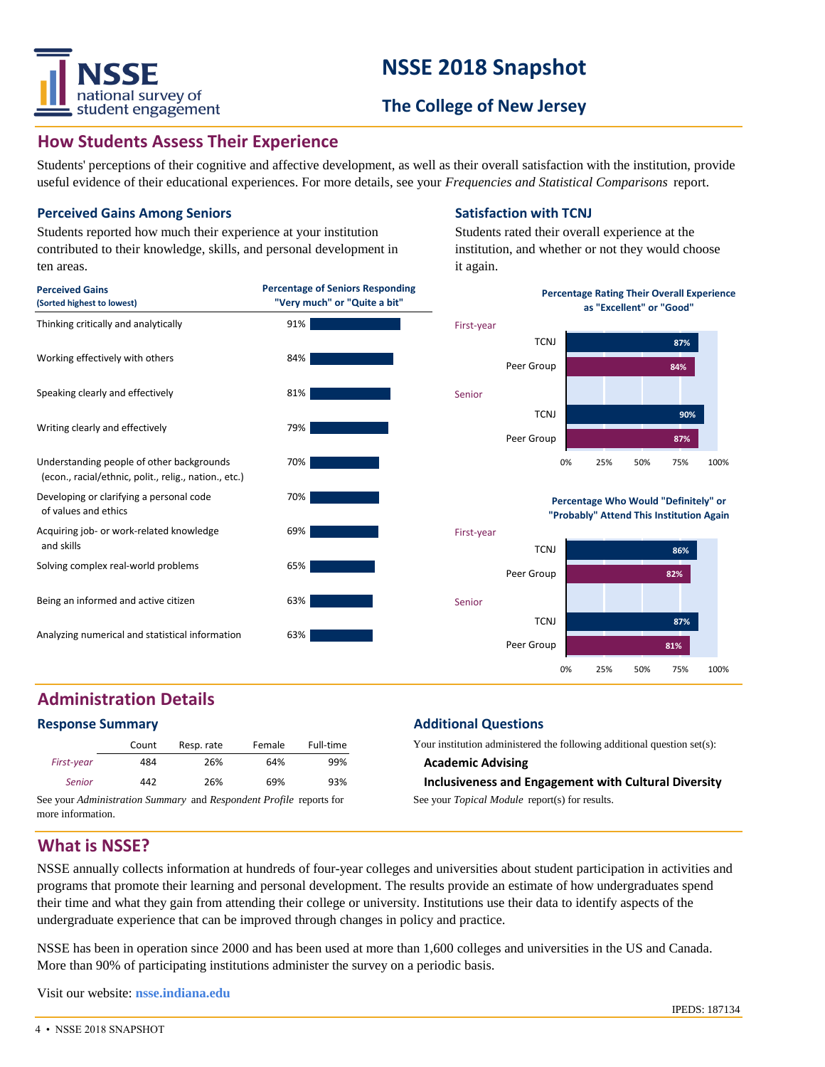# NSSE 2018 Snapshot

## The College of New Jersey

## How Students Assess Their Experience

Students' perceptions of their cognitive and affective development, as well as their overall satisfaction with the institution, provide useful evidence of their educational experiences. For more details, see your *Frequencies and Statistical Comparisons* report.

### Perceived Gains Among Seniors

Students reported how much their experience at your institution contributed to their knowledge, skills, and personal development in ten areas.

Perceived Gains (Sorted highest to lowest)
Percentage of Seniors Responding "Very much" or "Quite a bit"

Thinking critically and analytically 91%
Working effectively with others 84%
Speaking clearly and effectively 81%
Writing clearly and effectively 79%
Understanding people of other backgrounds (econ., racial/ethnic, polit., relig., nation., etc.) 70%
Developing or clarifying a personal code of values and ethics 70%
Acquiring job- or work-related knowledge and skills 69%
Solving complex real-world problems 65%
Being an informed and active citizen 63%
Analyzing numerical and statistical information 63%

### Satisfaction with TCNJ

Students rated their overall experience at the institution, and whether or not they would choose it again.

Percentage Rating Their Overall Experience as "Excellent" or "Good"

First-year
TCNJ 87%
Peer Group 84%
Senior
TCNJ 90%
Peer Group 87%

0% 25% 50% 75% 100%

Percentage Who Would "Definitely" or "Probably" Attend This Institution Again

First-year
TCNJ 86%
Peer Group 82%
Senior
TCNJ 87%
Peer Group 81%

0% 25% 50% 75% 100%

## Administration Details

### Response Summary

| | Count | Resp. rate | Female | Full-time |
|---|---|---|---|---|
| *First-year* | 484 | 26% | 64% | 99% |
| *Senior* | 442 | 26% | 69% | 93% |

See your *Administration Summary* and *Respondent Profile* reports for more information.

### Additional Questions

Your institution administered the following additional question set(s):

**Academic Advising**

**Inclusiveness and Engagement with Cultural Diversity**

See your *Topical Module* report(s) for results.

## What is NSSE?

NSSE annually collects information at hundreds of four-year colleges and universities about student participation in activities and programs that promote their learning and personal development. The results provide an estimate of how undergraduates spend their time and what they gain from attending their college or university. Institutions use their data to identify aspects of the undergraduate experience that can be improved through changes in policy and practice.

NSSE has been in operation since 2000 and has been used at more than 1,600 colleges and universities in the US and Canada. More than 90% of participating institutions administer the survey on a periodic basis.

Visit our website: **nsse.indiana.edu**

IPEDS: 187134